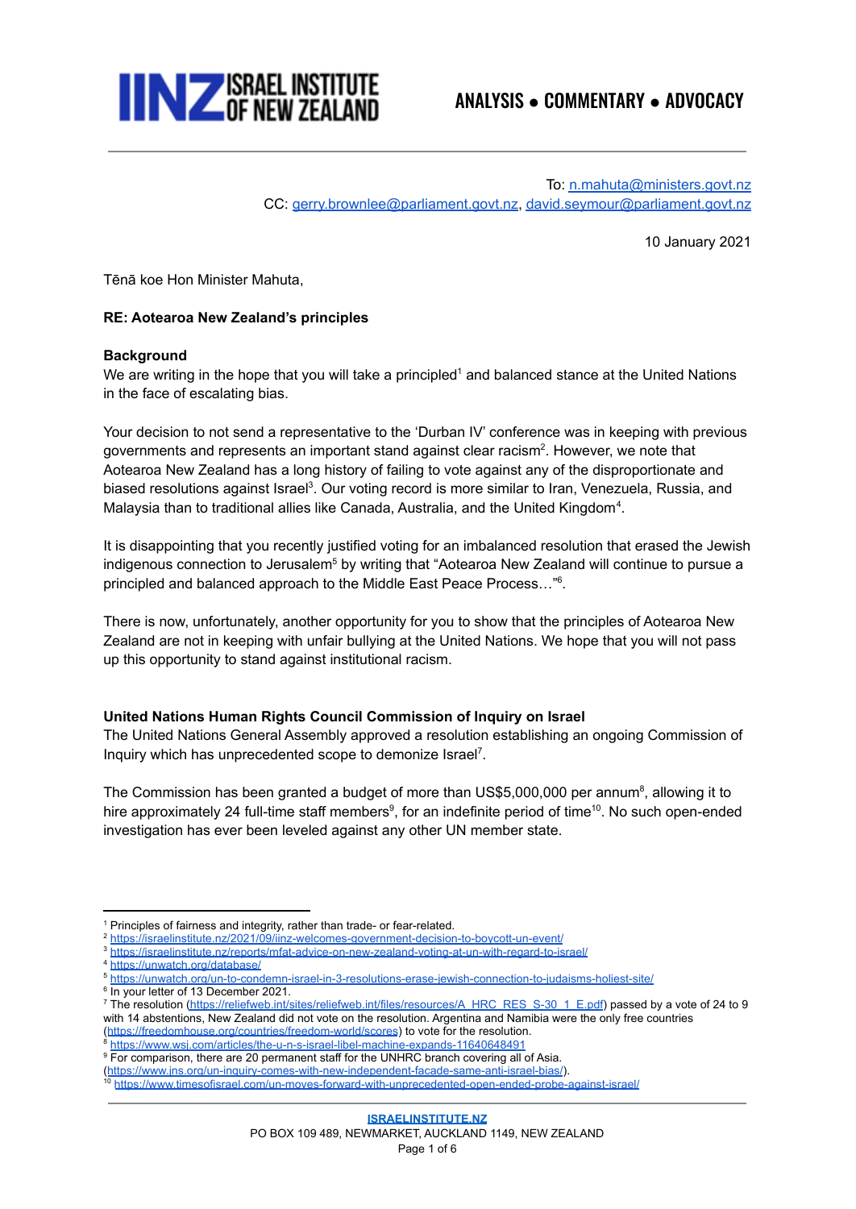IINZ ISRAEL INSTITUTE OF NEW ZEALAND

ANALYSIS • COMMENTARY • ADVOCACY

To: n.mahuta@ministers.govt.nz
CC: gerry.brownlee@parliament.govt.nz, david.seymour@parliament.govt.nz

10 January 2021

Tēnā koe Hon Minister Mahuta,

**RE: Aotearoa New Zealand's principles**

**Background**

We are writing in the hope that you will take a principled[1] and balanced stance at the United Nations in the face of escalating bias.

Your decision to not send a representative to the 'Durban IV' conference was in keeping with previous governments and represents an important stand against clear racism[2]. However, we note that Aotearoa New Zealand has a long history of failing to vote against any of the disproportionate and biased resolutions against Israel[3]. Our voting record is more similar to Iran, Venezuela, Russia, and Malaysia than to traditional allies like Canada, Australia, and the United Kingdom[4].

It is disappointing that you recently justified voting for an imbalanced resolution that erased the Jewish indigenous connection to Jerusalem[5] by writing that "Aotearoa New Zealand will continue to pursue a principled and balanced approach to the Middle East Peace Process…"[6].

There is now, unfortunately, another opportunity for you to show that the principles of Aotearoa New Zealand are not in keeping with unfair bullying at the United Nations. We hope that you will not pass up this opportunity to stand against institutional racism.

**United Nations Human Rights Council Commission of Inquiry on Israel**

The United Nations General Assembly approved a resolution establishing an ongoing Commission of Inquiry which has unprecedented scope to demonize Israel[7].

The Commission has been granted a budget of more than US$5,000,000 per annum[8], allowing it to hire approximately 24 full-time staff members[9], for an indefinite period of time[10]. No such open-ended investigation has ever been leveled against any other UN member state.

---

[1] Principles of fairness and integrity, rather than trade- or fear-related.
[2] https://israelinstitute.nz/2021/09/iinz-welcomes-government-decision-to-boycott-un-event/
[3] https://israelinstitute.nz/reports/mfat-advice-on-new-zealand-voting-at-un-with-regard-to-israel/
[4] https://unwatch.org/database/
[5] https://unwatch.org/un-to-condemn-israel-in-3-resolutions-erase-jewish-connection-to-judaisms-holiest-site/
[6] In your letter of 13 December 2021.
[7] The resolution (https://reliefweb.int/sites/reliefweb.int/files/resources/A_HRC_RES_S-30_1_E.pdf) passed by a vote of 24 to 9 with 14 abstentions, New Zealand did not vote on the resolution. Argentina and Namibia were the only free countries (https://freedomhouse.org/countries/freedom-world/scores) to vote for the resolution.
[8] https://www.wsj.com/articles/the-u-n-s-israel-libel-machine-expands-11640648491
[9] For comparison, there are 20 permanent staff for the UNHRC branch covering all of Asia. (https://www.jns.org/un-inquiry-comes-with-new-independent-facade-same-anti-israel-bias/).
[10] https://www.timesofisrael.com/un-moves-forward-with-unprecedented-open-ended-probe-against-israel/

ISRAELINSTITUTE.NZ
PO BOX 109 489, NEWMARKET, AUCKLAND 1149, NEW ZEALAND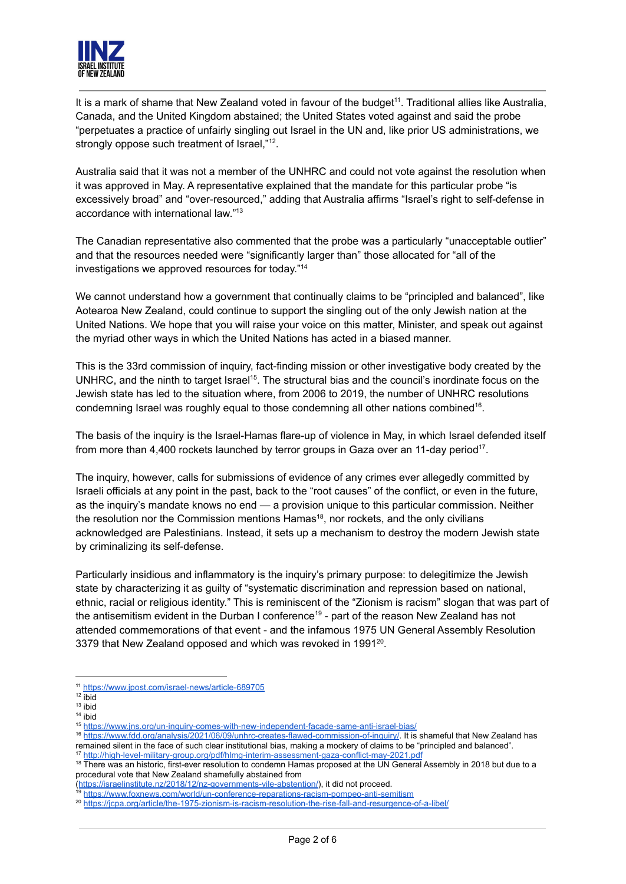It is a mark of shame that New Zealand voted in favour of the budget[11]. Traditional allies like Australia, Canada, and the United Kingdom abstained; the United States voted against and said the probe "perpetuates a practice of unfairly singling out Israel in the UN and, like prior US administrations, we strongly oppose such treatment of Israel,"[12].

Australia said that it was not a member of the UNHRC and could not vote against the resolution when it was approved in May. A representative explained that the mandate for this particular probe "is excessively broad" and "over-resourced," adding that Australia affirms "Israel's right to self-defense in accordance with international law."[13]

The Canadian representative also commented that the probe was a particularly "unacceptable outlier" and that the resources needed were "significantly larger than" those allocated for "all of the investigations we approved resources for today."[14]

We cannot understand how a government that continually claims to be "principled and balanced", like Aotearoa New Zealand, could continue to support the singling out of the only Jewish nation at the United Nations. We hope that you will raise your voice on this matter, Minister, and speak out against the myriad other ways in which the United Nations has acted in a biased manner.

This is the 33rd commission of inquiry, fact-finding mission or other investigative body created by the UNHRC, and the ninth to target Israel[15]. The structural bias and the council's inordinate focus on the Jewish state has led to the situation where, from 2006 to 2019, the number of UNHRC resolutions condemning Israel was roughly equal to those condemning all other nations combined[16].

The basis of the inquiry is the Israel-Hamas flare-up of violence in May, in which Israel defended itself from more than 4,400 rockets launched by terror groups in Gaza over an 11-day period[17].

The inquiry, however, calls for submissions of evidence of any crimes ever allegedly committed by Israeli officials at any point in the past, back to the "root causes" of the conflict, or even in the future, as the inquiry's mandate knows no end — a provision unique to this particular commission. Neither the resolution nor the Commission mentions Hamas[18], nor rockets, and the only civilians acknowledged are Palestinians. Instead, it sets up a mechanism to destroy the modern Jewish state by criminalizing its self-defense.

Particularly insidious and inflammatory is the inquiry's primary purpose: to delegitimize the Jewish state by characterizing it as guilty of "systematic discrimination and repression based on national, ethnic, racial or religious identity." This is reminiscent of the "Zionism is racism" slogan that was part of the antisemitism evident in the Durban I conference[19] - part of the reason New Zealand has not attended commemorations of that event - and the infamous 1975 UN General Assembly Resolution 3379 that New Zealand opposed and which was revoked in 1991[20].

---

[11] https://www.jpost.com/israel-news/article-689705

[12] ibid

[13] ibid

[14] ibid

[15] https://www.jns.org/un-inquiry-comes-with-new-independent-facade-same-anti-israel-bias/

[16] https://www.fdd.org/analysis/2021/06/09/unhrc-creates-flawed-commission-of-inquiry/. It is shameful that New Zealand has remained silent in the face of such clear institutional bias, making a mockery of claims to be "principled and balanced".

[17] http://high-level-military-group.org/pdf/hlmg-interim-assessment-gaza-conflict-may-2021.pdf

[18] There was an historic, first-ever resolution to condemn Hamas proposed at the UN General Assembly in 2018 but due to a procedural vote that New Zealand shamefully abstained from (https://israelinstitute.nz/2018/12/nz-governments-vile-abstention/), it did not proceed.

[19] https://www.foxnews.com/world/un-conference-reparations-racism-pompeo-anti-semitism

[20] https://jcpa.org/article/the-1975-zionism-is-racism-resolution-the-rise-fall-and-resurgence-of-a-libel/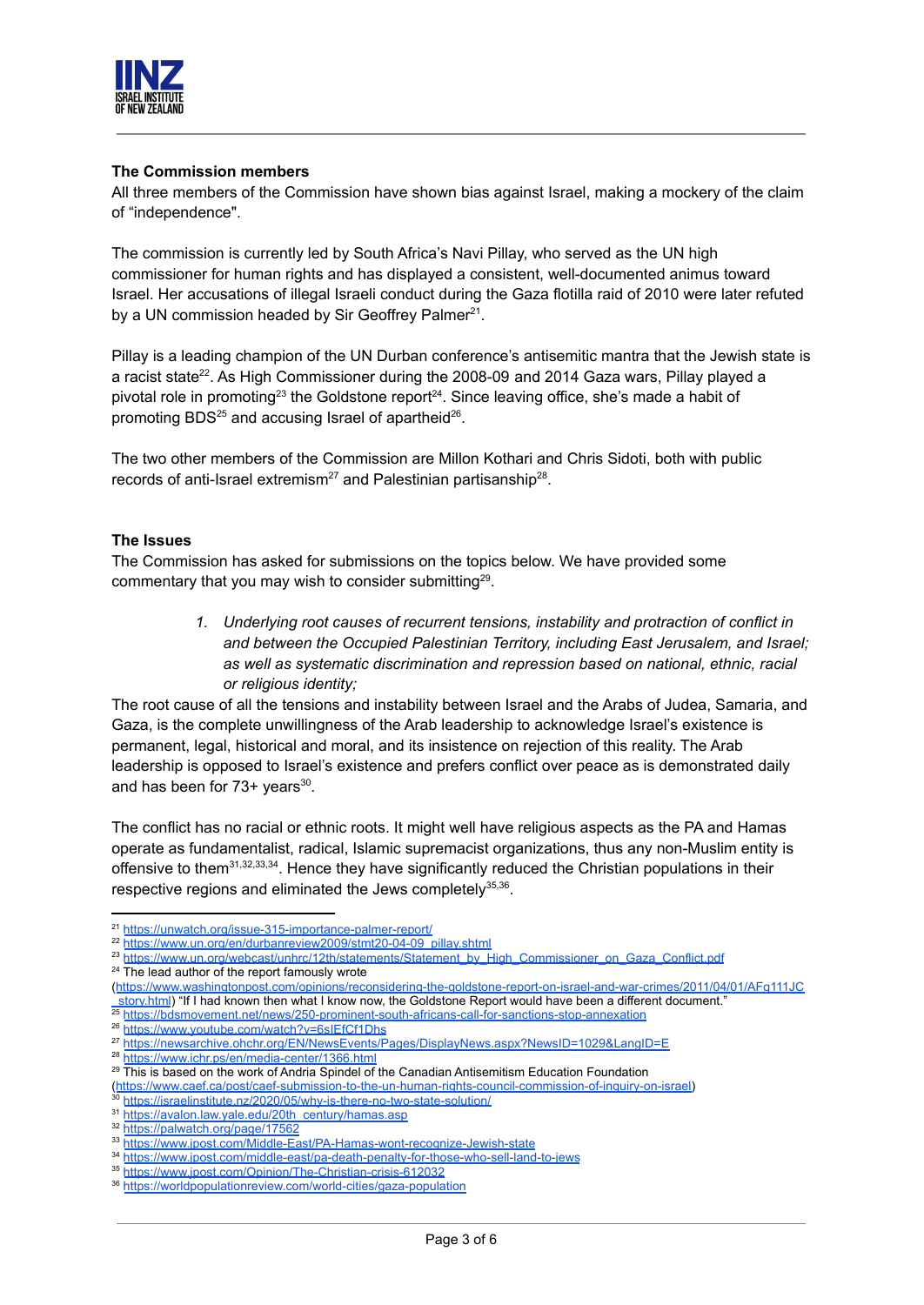**The Commission members**

All three members of the Commission have shown bias against Israel, making a mockery of the claim of "independence".

The commission is currently led by South Africa's Navi Pillay, who served as the UN high commissioner for human rights and has displayed a consistent, well-documented animus toward Israel. Her accusations of illegal Israeli conduct during the Gaza flotilla raid of 2010 were later refuted by a UN commission headed by Sir Geoffrey Palmer[21].

Pillay is a leading champion of the UN Durban conference's antisemitic mantra that the Jewish state is a racist state[22]. As High Commissioner during the 2008-09 and 2014 Gaza wars, Pillay played a pivotal role in promoting[23] the Goldstone report[24]. Since leaving office, she's made a habit of promoting BDS[25] and accusing Israel of apartheid[26].

The two other members of the Commission are Millon Kothari and Chris Sidoti, both with public records of anti-Israel extremism[27] and Palestinian partisanship[28].

**The Issues**

The Commission has asked for submissions on the topics below. We have provided some commentary that you may wish to consider submitting[29].

1. *Underlying root causes of recurrent tensions, instability and protraction of conflict in and between the Occupied Palestinian Territory, including East Jerusalem, and Israel; as well as systematic discrimination and repression based on national, ethnic, racial or religious identity;*

The root cause of all the tensions and instability between Israel and the Arabs of Judea, Samaria, and Gaza, is the complete unwillingness of the Arab leadership to acknowledge Israel's existence is permanent, legal, historical and moral, and its insistence on rejection of this reality. The Arab leadership is opposed to Israel's existence and prefers conflict over peace as is demonstrated daily and has been for 73+ years[30].

The conflict has no racial or ethnic roots. It might well have religious aspects as the PA and Hamas operate as fundamentalist, radical, Islamic supremacist organizations, thus any non-Muslim entity is offensive to them[31,32,33,34]. Hence they have significantly reduced the Christian populations in their respective regions and eliminated the Jews completely[35,36].

---

[21] https://unwatch.org/issue-315-importance-palmer-report/
[22] https://www.un.org/en/durbanreview2009/stmt20-04-09_pillay.shtml
[23] https://www.un.org/webcast/unhrc/12th/statements/Statement_by_High_Commissioner_on_Gaza_Conflict.pdf
[24] The lead author of the report famously wrote (https://www.washingtonpost.com/opinions/reconsidering-the-goldstone-report-on-israel-and-war-crimes/2011/04/01/AFg111JC_story.html) "If I had known then what I know now, the Goldstone Report would have been a different document."
[25] https://bdsmovement.net/news/250-prominent-south-africans-call-for-sanctions-stop-annexation
[26] https://www.youtube.com/watch?v=6sIEfCf1Dhs
[27] https://newsarchive.ohchr.org/EN/NewsEvents/Pages/DisplayNews.aspx?NewsID=1029&LangID=E
[28] https://www.ichr.ps/en/media-center/1366.html
[29] This is based on the work of Andria Spindel of the Canadian Antisemitism Education Foundation (https://www.caef.ca/post/caef-submission-to-the-un-human-rights-council-commission-of-inquiry-on-israel)
[30] https://israelinstitute.nz/2020/05/why-is-there-no-two-state-solution/
[31] https://avalon.law.yale.edu/20th_century/hamas.asp
[32] https://palwatch.org/page/17562
[33] https://www.jpost.com/Middle-East/PA-Hamas-wont-recognize-Jewish-state
[34] https://www.jpost.com/middle-east/pa-death-penalty-for-those-who-sell-land-to-jews
[35] https://www.jpost.com/Opinion/The-Christian-crisis-612032
[36] https://worldpopulationreview.com/world-cities/gaza-population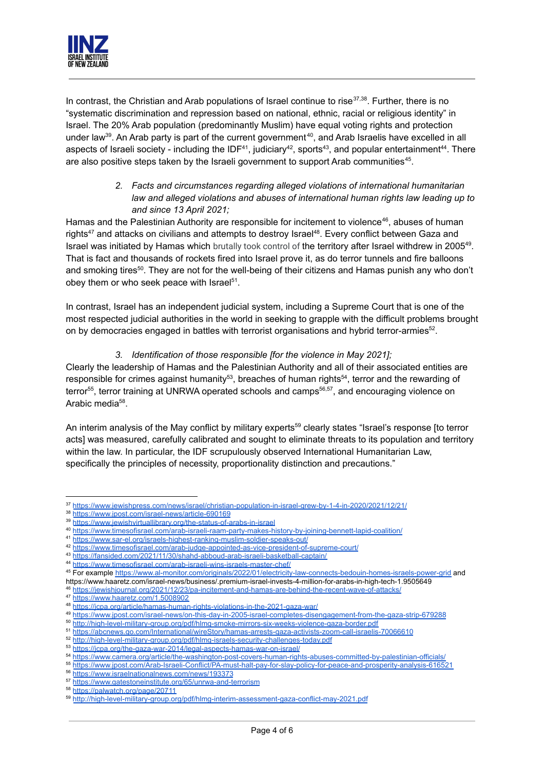In contrast, the Christian and Arab populations of Israel continue to rise[37,38]. Further, there is no "systematic discrimination and repression based on national, ethnic, racial or religious identity" in Israel. The 20% Arab population (predominantly Muslim) have equal voting rights and protection under law[39]. An Arab party is part of the current government[40], and Arab Israelis have excelled in all aspects of Israeli society - including the IDF[41], judiciary[42], sports[43], and popular entertainment[44]. There are also positive steps taken by the Israeli government to support Arab communities[45].

> 2. *Facts and circumstances regarding alleged violations of international humanitarian law and alleged violations and abuses of international human rights law leading up to and since 13 April 2021;*

Hamas and the Palestinian Authority are responsible for incitement to violence[46], abuses of human rights[47] and attacks on civilians and attempts to destroy Israel[48]. Every conflict between Gaza and Israel was initiated by Hamas which brutally took control of the territory after Israel withdrew in 2005[49]. That is fact and thousands of rockets fired into Israel prove it, as do terror tunnels and fire balloons and smoking tires[50]. They are not for the well-being of their citizens and Hamas punish any who don't obey them or who seek peace with Israel[51].

In contrast, Israel has an independent judicial system, including a Supreme Court that is one of the most respected judicial authorities in the world in seeking to grapple with the difficult problems brought on by democracies engaged in battles with terrorist organisations and hybrid terror-armies[52].

> 3. *Identification of those responsible [for the violence in May 2021];*

Clearly the leadership of Hamas and the Palestinian Authority and all of their associated entities are responsible for crimes against humanity[53], breaches of human rights[54], terror and the rewarding of terror[55], terror training at UNRWA operated schools and camps[56,57], and encouraging violence on Arabic media[58].

An interim analysis of the May conflict by military experts[59] clearly states "Israel's response [to terror acts] was measured, carefully calibrated and sought to eliminate threats to its population and territory within the law. In particular, the IDF scrupulously observed International Humanitarian Law, specifically the principles of necessity, proportionality distinction and precautions."

---

[37] https://www.jewishpress.com/news/israel/christian-population-in-israel-grew-by-1-4-in-2020/2021/12/21/
[38] https://www.jpost.com/israel-news/article-690169
[39] https://www.jewishvirtuallibrary.org/the-status-of-arabs-in-israel
[40] https://www.timesofisrael.com/arab-israeli-raam-party-makes-history-by-joining-bennett-lapid-coalition/
[41] https://www.sar-el.org/israels-highest-ranking-muslim-soldier-speaks-out/
[42] https://www.timesofisrael.com/arab-judge-appointed-as-vice-president-of-supreme-court/
[43] https://fansided.com/2021/11/30/shahd-abboud-arab-israeli-basketball-captain/
[44] https://www.timesofisrael.com/arab-israeli-wins-israels-master-chef/
[45] For example https://www.al-monitor.com/originals/2022/01/electricity-law-connects-bedouin-homes-israels-power-grid and https://www.haaretz.com/israel-news/business/.premium-israel-invests-4-million-for-arabs-in-high-tech-1.9505649
[46] https://jewishjournal.org/2021/12/23/pa-incitement-and-hamas-are-behind-the-recent-wave-of-attacks/
[47] https://www.haaretz.com/1.5008902
[48] https://jcpa.org/article/hamas-human-rights-violations-in-the-2021-gaza-war/
[49] https://www.jpost.com/israel-news/on-this-day-in-2005-israel-completes-disengagement-from-the-gaza-strip-679288
[50] http://high-level-military-group.org/pdf/hlmg-smoke-mirrors-six-weeks-violence-gaza-border.pdf
[51] https://abcnews.go.com/International/wireStory/hamas-arrests-gaza-activists-zoom-call-israelis-70066610
[52] http://high-level-military-group.org/pdf/hlmg-israels-security-challenges-today.pdf
[53] https://jcpa.org/the-gaza-war-2014/legal-aspects-hamas-war-on-israel/
[54] https://www.camera.org/article/the-washington-post-covers-human-rights-abuses-committed-by-palestinian-officials/
[55] https://www.jpost.com/Arab-Israeli-Conflict/PA-must-halt-pay-for-slay-policy-for-peace-and-prosperity-analysis-616521
[56] https://www.israelnationalnews.com/news/193373
[57] https://www.gatestoneinstitute.org/65/unrwa-and-terrorism
[58] https://palwatch.org/page/20711
[59] http://high-level-military-group.org/pdf/hlmg-interim-assessment-gaza-conflict-may-2021.pdf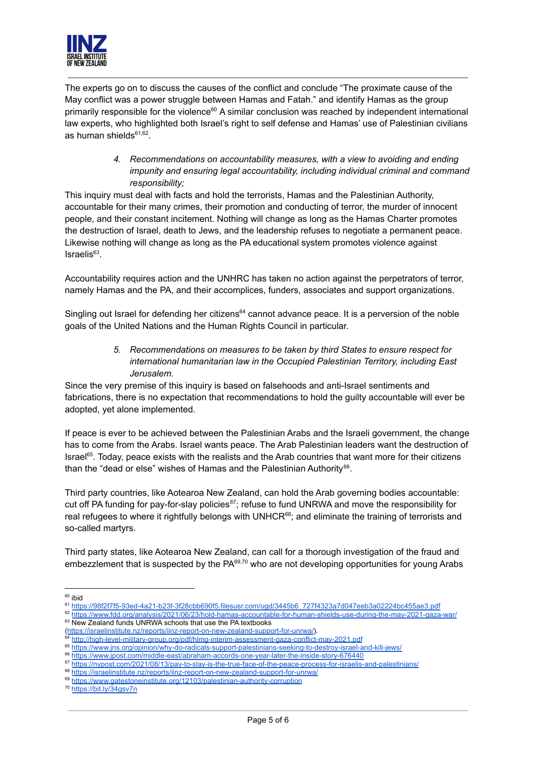The experts go on to discuss the causes of the conflict and conclude "The proximate cause of the May conflict was a power struggle between Hamas and Fatah." and identify Hamas as the group primarily responsible for the violence[60] A similar conclusion was reached by independent international law experts, who highlighted both Israel's right to self defense and Hamas' use of Palestinian civilians as human shields[61,62].

> 4. *Recommendations on accountability measures, with a view to avoiding and ending impunity and ensuring legal accountability, including individual criminal and command responsibility;*

This inquiry must deal with facts and hold the terrorists, Hamas and the Palestinian Authority, accountable for their many crimes, their promotion and conducting of terror, the murder of innocent people, and their constant incitement. Nothing will change as long as the Hamas Charter promotes the destruction of Israel, death to Jews, and the leadership refuses to negotiate a permanent peace. Likewise nothing will change as long as the PA educational system promotes violence against Israelis[63].

Accountability requires action and the UNHRC has taken no action against the perpetrators of terror, namely Hamas and the PA, and their accomplices, funders, associates and support organizations.

Singling out Israel for defending her citizens[64] cannot advance peace. It is a perversion of the noble goals of the United Nations and the Human Rights Council in particular.

> 5. *Recommendations on measures to be taken by third States to ensure respect for international humanitarian law in the Occupied Palestinian Territory, including East Jerusalem.*

Since the very premise of this inquiry is based on falsehoods and anti-Israel sentiments and fabrications, there is no expectation that recommendations to hold the guilty accountable will ever be adopted, yet alone implemented.

If peace is ever to be achieved between the Palestinian Arabs and the Israeli government, the change has to come from the Arabs. Israel wants peace. The Arab Palestinian leaders want the destruction of Israel[65]. Today, peace exists with the realists and the Arab countries that want more for their citizens than the "dead or else" wishes of Hamas and the Palestinian Authority[66].

Third party countries, like Aotearoa New Zealand, can hold the Arab governing bodies accountable: cut off PA funding for pay-for-slay policies[67]; refuse to fund UNRWA and move the responsibility for real refugees to where it rightfully belongs with UNHCR[68]; and eliminate the training of terrorists and so-called martyrs.

Third party states, like Aotearoa New Zealand, can call for a thorough investigation of the fraud and embezzlement that is suspected by the PA[69,70] who are not developing opportunities for young Arabs

---

[60] ibid

[61] https://98f2f7f5-93ed-4a21-b23f-3f28cbb690f5.filesusr.com/ugd/3445b6_727f4323a7d047eeb3a02224bc455ae3.pdf

[62] https://www.fdd.org/analysis/2021/06/23/hold-hamas-accountable-for-human-shields-use-during-the-may-2021-gaza-war/

[63] New Zealand funds UNRWA schools that use the PA textbooks (https://israelinstitute.nz/reports/iinz-report-on-new-zealand-support-for-unrwa/).

[64] http://high-level-military-group.org/pdf/hlmg-interim-assessment-gaza-conflict-may-2021.pdf

[65] https://www.jns.org/opinion/why-do-radicals-support-palestinians-seeking-to-destroy-israel-and-kill-jews/

[66] https://www.jpost.com/middle-east/abraham-accords-one-year-later-the-inside-story-676440

[67] https://nypost.com/2021/08/13/pay-to-slay-is-the-true-face-of-the-peace-process-for-israelis-and-palestinians/

[68] https://israelinstitute.nz/reports/iinz-report-on-new-zealand-support-for-unrwa/

[69] https://www.gatestoneinstitute.org/12103/palestinian-authority-corruption

[70] https://bit.ly/34gsv7n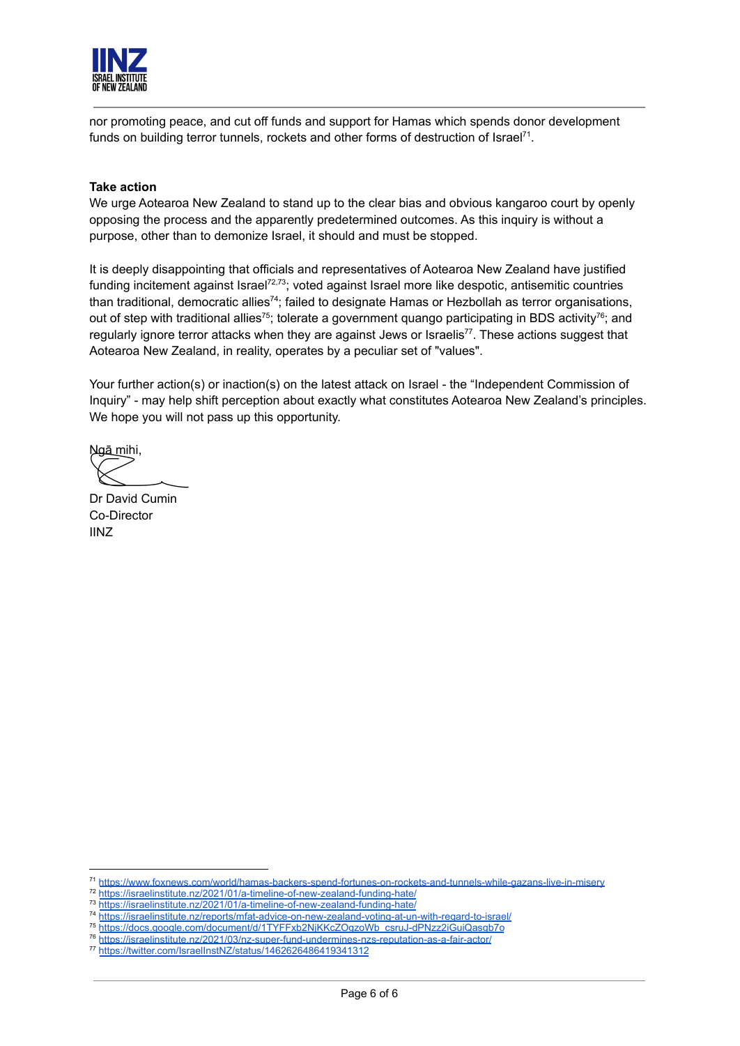nor promoting peace, and cut off funds and support for Hamas which spends donor development funds on building terror tunnels, rockets and other forms of destruction of Israel[71].

**Take action**

We urge Aotearoa New Zealand to stand up to the clear bias and obvious kangaroo court by openly opposing the process and the apparently predetermined outcomes. As this inquiry is without a purpose, other than to demonize Israel, it should and must be stopped.

It is deeply disappointing that officials and representatives of Aotearoa New Zealand have justified funding incitement against Israel[72,73]; voted against Israel more like despotic, antisemitic countries than traditional, democratic allies[74]; failed to designate Hamas or Hezbollah as terror organisations, out of step with traditional allies[75]; tolerate a government quango participating in BDS activity[76]; and regularly ignore terror attacks when they are against Jews or Israelis[77]. These actions suggest that Aotearoa New Zealand, in reality, operates by a peculiar set of "values".

Your further action(s) or inaction(s) on the latest attack on Israel - the "Independent Commission of Inquiry" - may help shift perception about exactly what constitutes Aotearoa New Zealand's principles. We hope you will not pass up this opportunity.

Ngā mihi,

Dr David Cumin
Co-Director
IINZ

---

[71] https://www.foxnews.com/world/hamas-backers-spend-fortunes-on-rockets-and-tunnels-while-gazans-live-in-misery
[72] https://israelinstitute.nz/2021/01/a-timeline-of-new-zealand-funding-hate/
[73] https://israelinstitute.nz/2021/01/a-timeline-of-new-zealand-funding-hate/
[74] https://israelinstitute.nz/reports/mfat-advice-on-new-zealand-voting-at-un-with-regard-to-israel/
[75] https://docs.google.com/document/d/1TYFFxb2NjKKcZOqzoWb_csruJ-dPNzz2iGuiQasgb7o
[76] https://israelinstitute.nz/2021/03/nz-super-fund-undermines-nzs-reputation-as-a-fair-actor/
[77] https://twitter.com/IsraelInstNZ/status/1462626486419341312